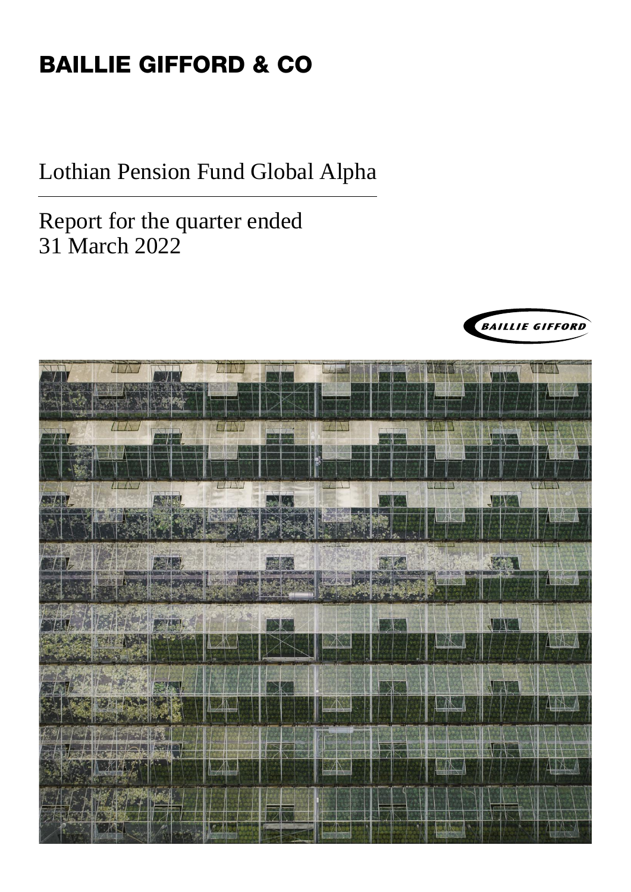BAILLIE GIFFORD & CO

# Lothian Pension Fund Global Alpha

## Report for the quarter ended 31 March 2022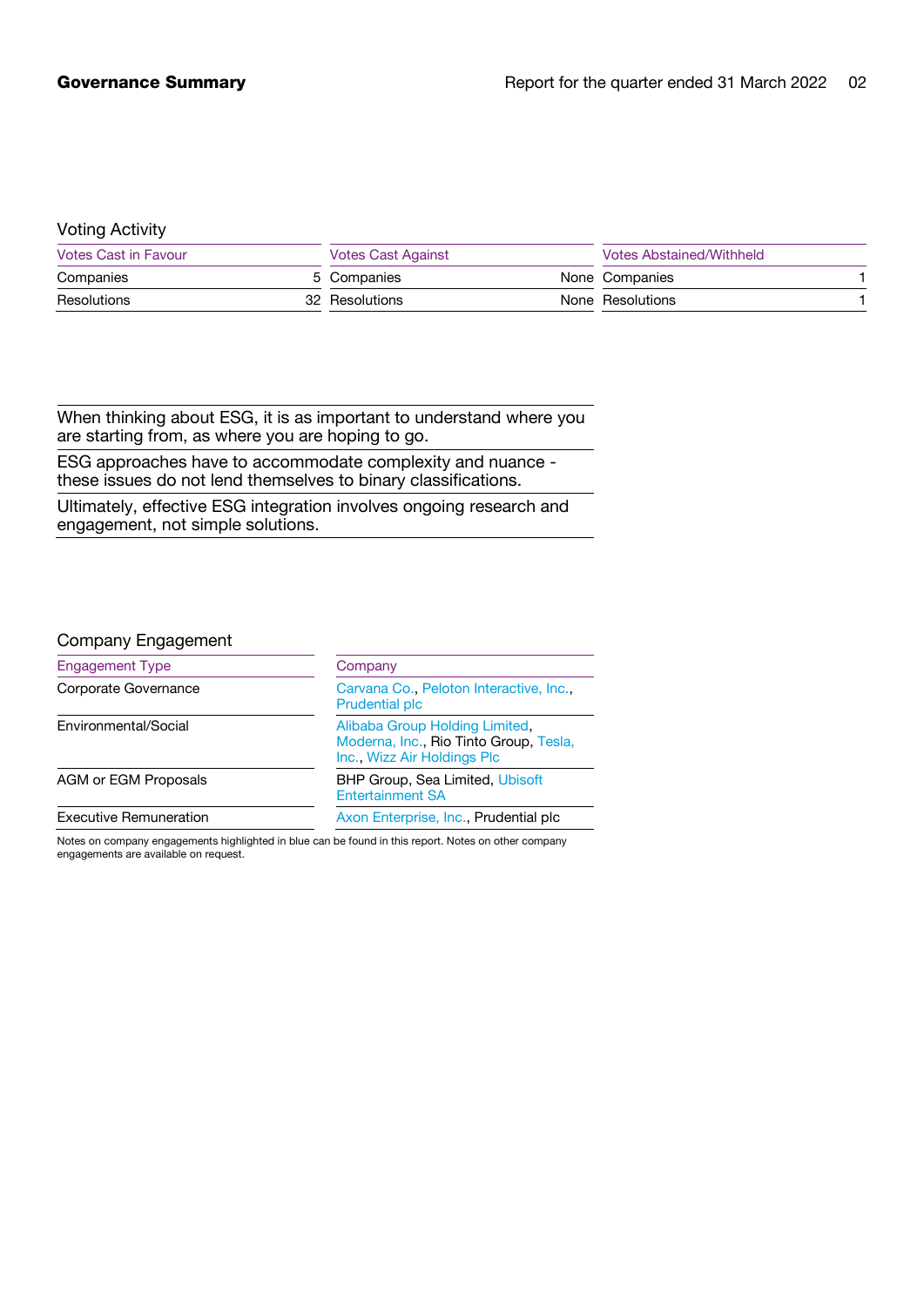# Governance Summary

## Voting Activity

| Votes Cast in Favour | | Votes Cast Against | | Votes Abstained/Withheld | |
|---|---|---|---|---|---|
| Companies | 5 | Companies | None | Companies | 1 |
| Resolutions | 32 | Resolutions | None | Resolutions | 1 |

When thinking about ESG, it is as important to understand where you are starting from, as where you are hoping to go.

ESG approaches have to accommodate complexity and nuance - these issues do not lend themselves to binary classifications.

Ultimately, effective ESG integration involves ongoing research and engagement, not simple solutions.

## Company Engagement

| Engagement Type | Company |
|---|---|
| Corporate Governance | Carvana Co., Peloton Interactive, Inc., Prudential plc |
| Environmental/Social | Alibaba Group Holding Limited, Moderna, Inc., Rio Tinto Group, Tesla, Inc., Wizz Air Holdings Plc |
| AGM or EGM Proposals | BHP Group, Sea Limited, Ubisoft Entertainment SA |
| Executive Remuneration | Axon Enterprise, Inc., Prudential plc |

Notes on company engagements highlighted in blue can be found in this report. Notes on other company engagements are available on request.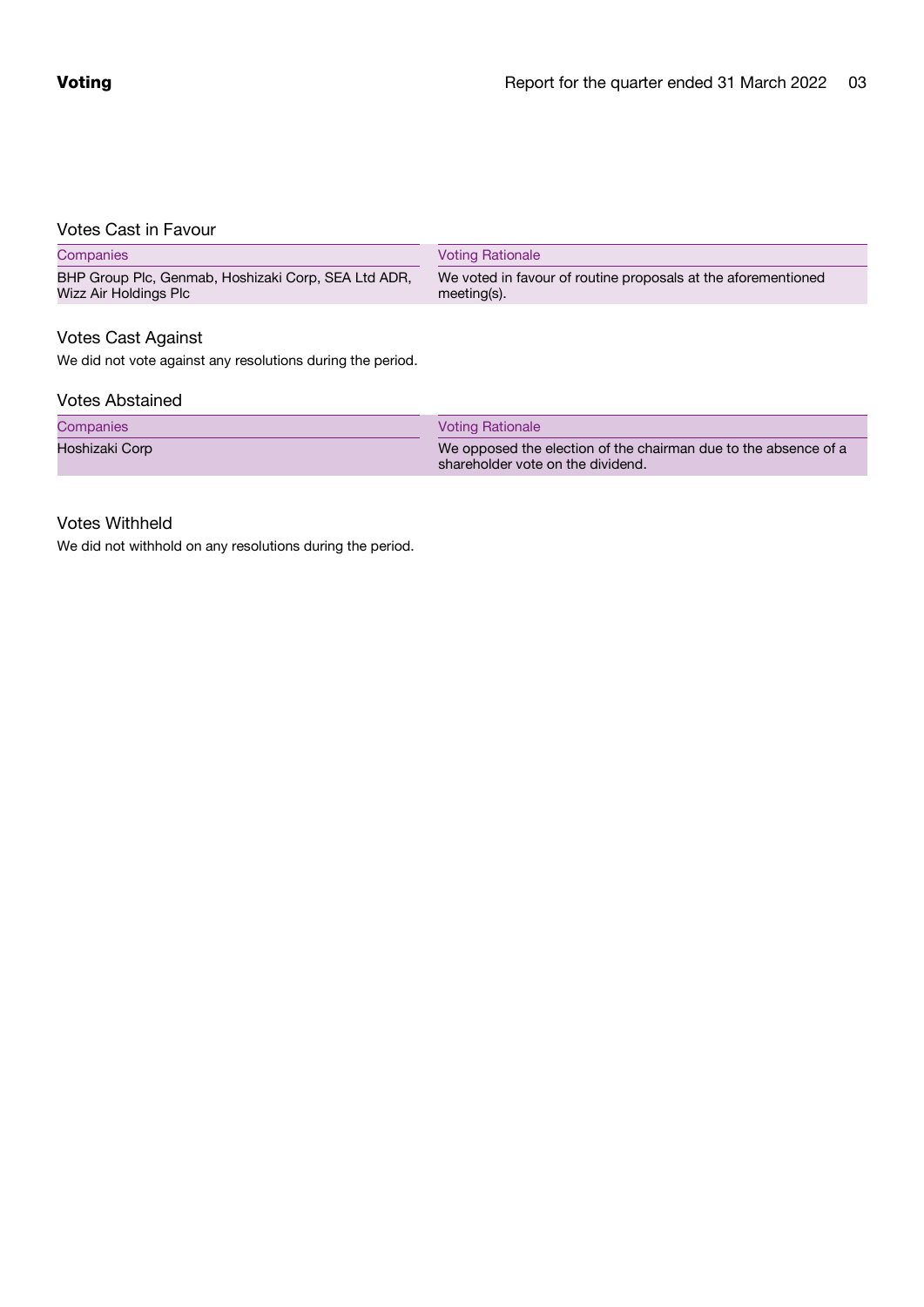## Voting

### Votes Cast in Favour

| Companies | Voting Rationale |
| --- | --- |
| BHP Group Plc, Genmab, Hoshizaki Corp, SEA Ltd ADR, Wizz Air Holdings Plc | We voted in favour of routine proposals at the aforementioned meeting(s). |

### Votes Cast Against

We did not vote against any resolutions during the period.

### Votes Abstained

| Companies | Voting Rationale |
| --- | --- |
| Hoshizaki Corp | We opposed the election of the chairman due to the absence of a shareholder vote on the dividend. |

### Votes Withheld

We did not withhold on any resolutions during the period.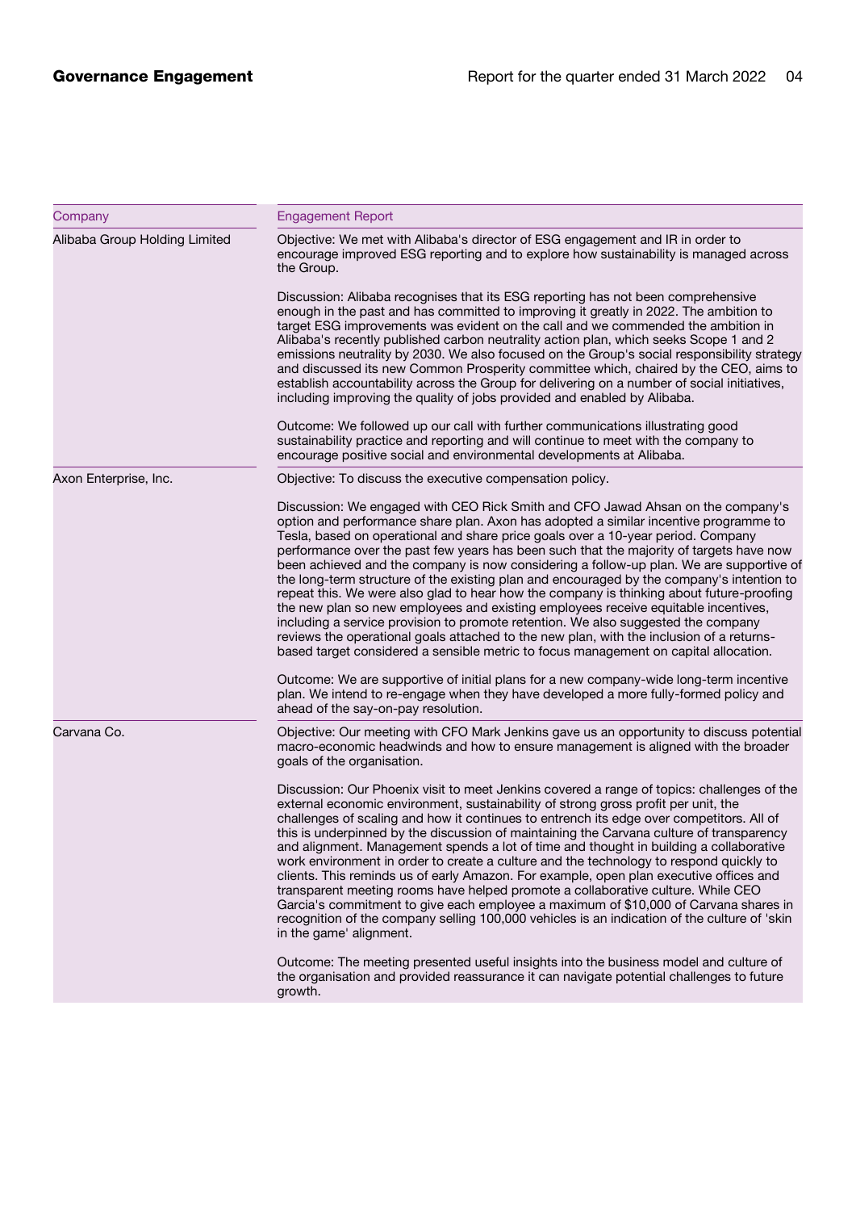| Company | Engagement Report |
| --- | --- |
| Alibaba Group Holding Limited | Objective: We met with Alibaba's director of ESG engagement and IR in order to encourage improved ESG reporting and to explore how sustainability is managed across the Group.<br><br>Discussion: Alibaba recognises that its ESG reporting has not been comprehensive enough in the past and has committed to improving it greatly in 2022. The ambition to target ESG improvements was evident on the call and we commended the ambition in Alibaba's recently published carbon neutrality action plan, which seeks Scope 1 and 2 emissions neutrality by 2030. We also focused on the Group's social responsibility strategy and discussed its new Common Prosperity committee which, chaired by the CEO, aims to establish accountability across the Group for delivering on a number of social initiatives, including improving the quality of jobs provided and enabled by Alibaba.<br><br>Outcome: We followed up our call with further communications illustrating good sustainability practice and reporting and will continue to meet with the company to encourage positive social and environmental developments at Alibaba. |
| Axon Enterprise, Inc. | Objective: To discuss the executive compensation policy.<br><br>Discussion: We engaged with CEO Rick Smith and CFO Jawad Ahsan on the company's option and performance share plan. Axon has adopted a similar incentive programme to Tesla, based on operational and share price goals over a 10-year period. Company performance over the past few years has been such that the majority of targets have now been achieved and the company is now considering a follow-up plan. We are supportive of the long-term structure of the existing plan and encouraged by the company's intention to repeat this. We were also glad to hear how the company is thinking about future-proofing the new plan so new employees and existing employees receive equitable incentives, including a service provision to promote retention. We also suggested the company reviews the operational goals attached to the new plan, with the inclusion of a returns-based target considered a sensible metric to focus management on capital allocation.<br><br>Outcome: We are supportive of initial plans for a new company-wide long-term incentive plan. We intend to re-engage when they have developed a more fully-formed policy and ahead of the say-on-pay resolution. |
| Carvana Co. | Objective: Our meeting with CFO Mark Jenkins gave us an opportunity to discuss potential macro-economic headwinds and how to ensure management is aligned with the broader goals of the organisation.<br><br>Discussion: Our Phoenix visit to meet Jenkins covered a range of topics: challenges of the external economic environment, sustainability of strong gross profit per unit, the challenges of scaling and how it continues to entrench its edge over competitors. All of this is underpinned by the discussion of maintaining the Carvana culture of transparency and alignment. Management spends a lot of time and thought in building a collaborative work environment in order to create a culture and the technology to respond quickly to clients. This reminds us of early Amazon. For example, open plan executive offices and transparent meeting rooms have helped promote a collaborative culture. While CEO Garcia's commitment to give each employee a maximum of $10,000 of Carvana shares in recognition of the company selling 100,000 vehicles is an indication of the culture of 'skin in the game' alignment.<br><br>Outcome: The meeting presented useful insights into the business model and culture of the organisation and provided reassurance it can navigate potential challenges to future growth. |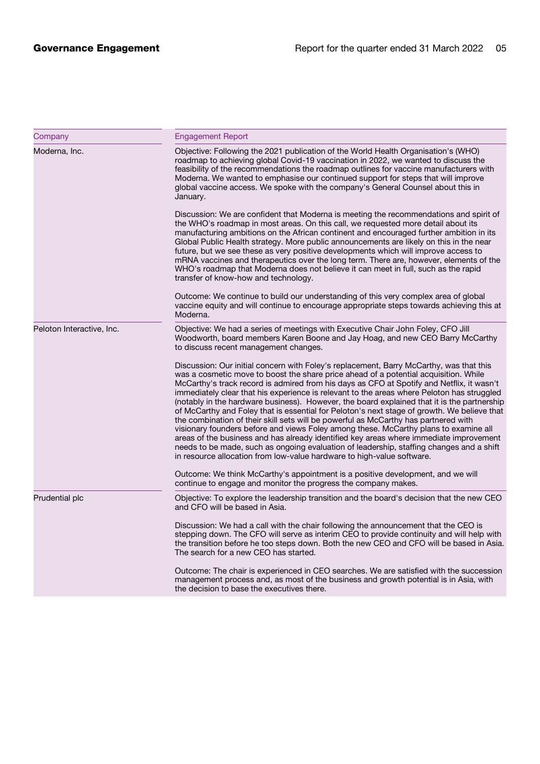| Company | Engagement Report |
| --- | --- |
| Moderna, Inc. | Objective: Following the 2021 publication of the World Health Organisation's (WHO) roadmap to achieving global Covid-19 vaccination in 2022, we wanted to discuss the feasibility of the recommendations the roadmap outlines for vaccine manufacturers with Moderna. We wanted to emphasise our continued support for steps that will improve global vaccine access. We spoke with the company's General Counsel about this in January.<br><br>Discussion: We are confident that Moderna is meeting the recommendations and spirit of the WHO's roadmap in most areas. On this call, we requested more detail about its manufacturing ambitions on the African continent and encouraged further ambition in its Global Public Health strategy. More public announcements are likely on this in the near future, but we see these as very positive developments which will improve access to mRNA vaccines and therapeutics over the long term. There are, however, elements of the WHO's roadmap that Moderna does not believe it can meet in full, such as the rapid transfer of know-how and technology.<br><br>Outcome: We continue to build our understanding of this very complex area of global vaccine equity and will continue to encourage appropriate steps towards achieving this at Moderna. |
| Peloton Interactive, Inc. | Objective: We had a series of meetings with Executive Chair John Foley, CFO Jill Woodworth, board members Karen Boone and Jay Hoag, and new CEO Barry McCarthy to discuss recent management changes.<br><br>Discussion: Our initial concern with Foley's replacement, Barry McCarthy, was that this was a cosmetic move to boost the share price ahead of a potential acquisition. While McCarthy's track record is admired from his days as CFO at Spotify and Netflix, it wasn't immediately clear that his experience is relevant to the areas where Peloton has struggled (notably in the hardware business). However, the board explained that it is the partnership of McCarthy and Foley that is essential for Peloton's next stage of growth. We believe that the combination of their skill sets will be powerful as McCarthy has partnered with visionary founders before and views Foley among these. McCarthy plans to examine all areas of the business and has already identified key areas where immediate improvement needs to be made, such as ongoing evaluation of leadership, staffing changes and a shift in resource allocation from low-value hardware to high-value software.<br><br>Outcome: We think McCarthy's appointment is a positive development, and we will continue to engage and monitor the progress the company makes. |
| Prudential plc | Objective: To explore the leadership transition and the board's decision that the new CEO and CFO will be based in Asia.<br><br>Discussion: We had a call with the chair following the announcement that the CEO is stepping down. The CFO will serve as interim CEO to provide continuity and will help with the transition before he too steps down. Both the new CEO and CFO will be based in Asia. The search for a new CEO has started.<br><br>Outcome: The chair is experienced in CEO searches. We are satisfied with the succession management process and, as most of the business and growth potential is in Asia, with the decision to base the executives there. |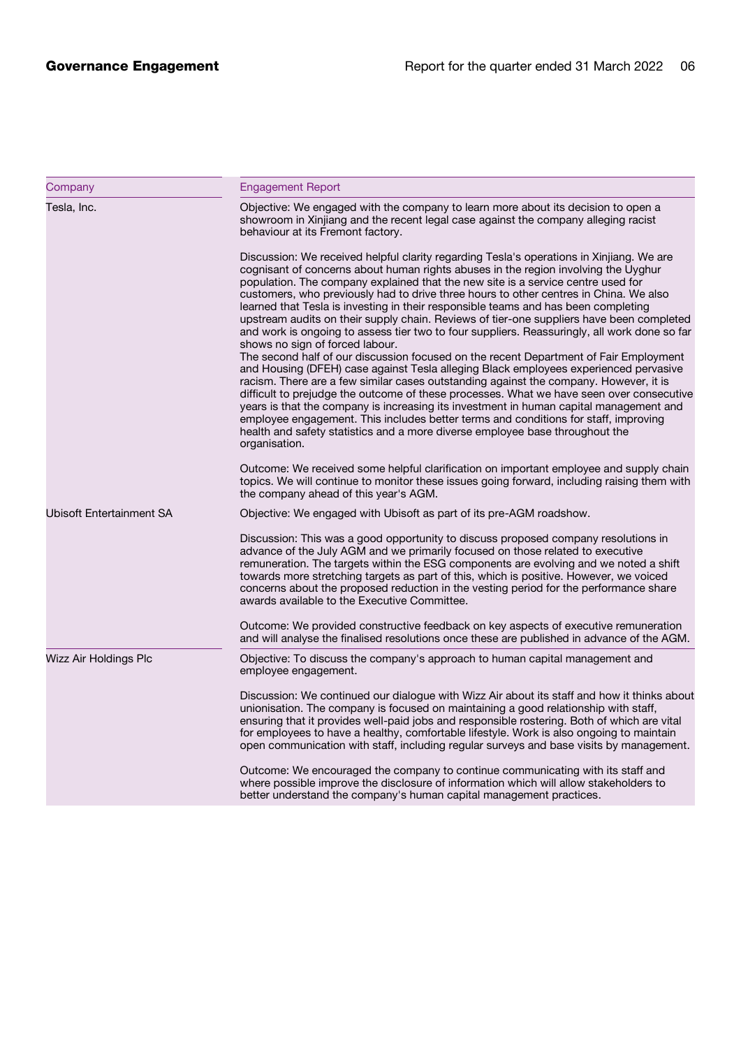| Company | Engagement Report |
|---|---|
| Tesla, Inc. | Objective: We engaged with the company to learn more about its decision to open a showroom in Xinjiang and the recent legal case against the company alleging racist behaviour at its Fremont factory.<br><br>Discussion: We received helpful clarity regarding Tesla's operations in Xinjiang. We are cognisant of concerns about human rights abuses in the region involving the Uyghur population. The company explained that the new site is a service centre used for customers, who previously had to drive three hours to other centres in China. We also learned that Tesla is investing in their responsible teams and has been completing upstream audits on their supply chain. Reviews of tier-one suppliers have been completed and work is ongoing to assess tier two to four suppliers. Reassuringly, all work done so far shows no sign of forced labour.<br>The second half of our discussion focused on the recent Department of Fair Employment and Housing (DFEH) case against Tesla alleging Black employees experienced pervasive racism. There are a few similar cases outstanding against the company. However, it is difficult to prejudge the outcome of these processes. What we have seen over consecutive years is that the company is increasing its investment in human capital management and employee engagement. This includes better terms and conditions for staff, improving health and safety statistics and a more diverse employee base throughout the organisation.<br><br>Outcome: We received some helpful clarification on important employee and supply chain topics. We will continue to monitor these issues going forward, including raising them with the company ahead of this year's AGM. |
| Ubisoft Entertainment SA | Objective: We engaged with Ubisoft as part of its pre-AGM roadshow.<br><br>Discussion: This was a good opportunity to discuss proposed company resolutions in advance of the July AGM and we primarily focused on those related to executive remuneration. The targets within the ESG components are evolving and we noted a shift towards more stretching targets as part of this, which is positive. However, we voiced concerns about the proposed reduction in the vesting period for the performance share awards available to the Executive Committee.<br><br>Outcome: We provided constructive feedback on key aspects of executive remuneration and will analyse the finalised resolutions once these are published in advance of the AGM. |
| Wizz Air Holdings Plc | Objective: To discuss the company's approach to human capital management and employee engagement.<br><br>Discussion: We continued our dialogue with Wizz Air about its staff and how it thinks about unionisation. The company is focused on maintaining a good relationship with staff, ensuring that it provides well-paid jobs and responsible rostering. Both of which are vital for employees to have a healthy, comfortable lifestyle. Work is also ongoing to maintain open communication with staff, including regular surveys and base visits by management.<br><br>Outcome: We encouraged the company to continue communicating with its staff and where possible improve the disclosure of information which will allow stakeholders to better understand the company's human capital management practices. |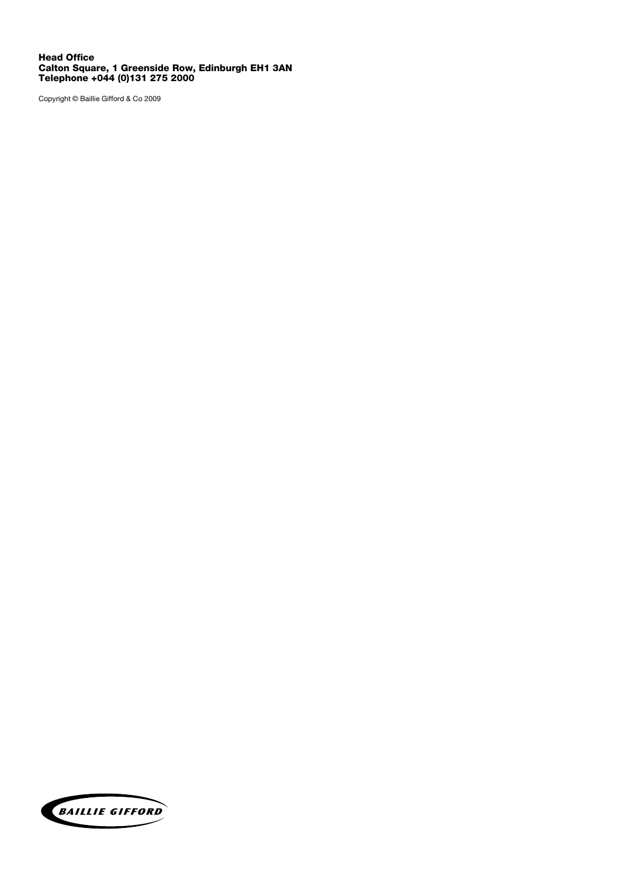**Head Office**
**Calton Square, 1 Greenside Row, Edinburgh EH1 3AN**
**Telephone +044 (0)131 275 2000**

Copyright © Baillie Gifford & Co 2009

BAILLIE GIFFORD